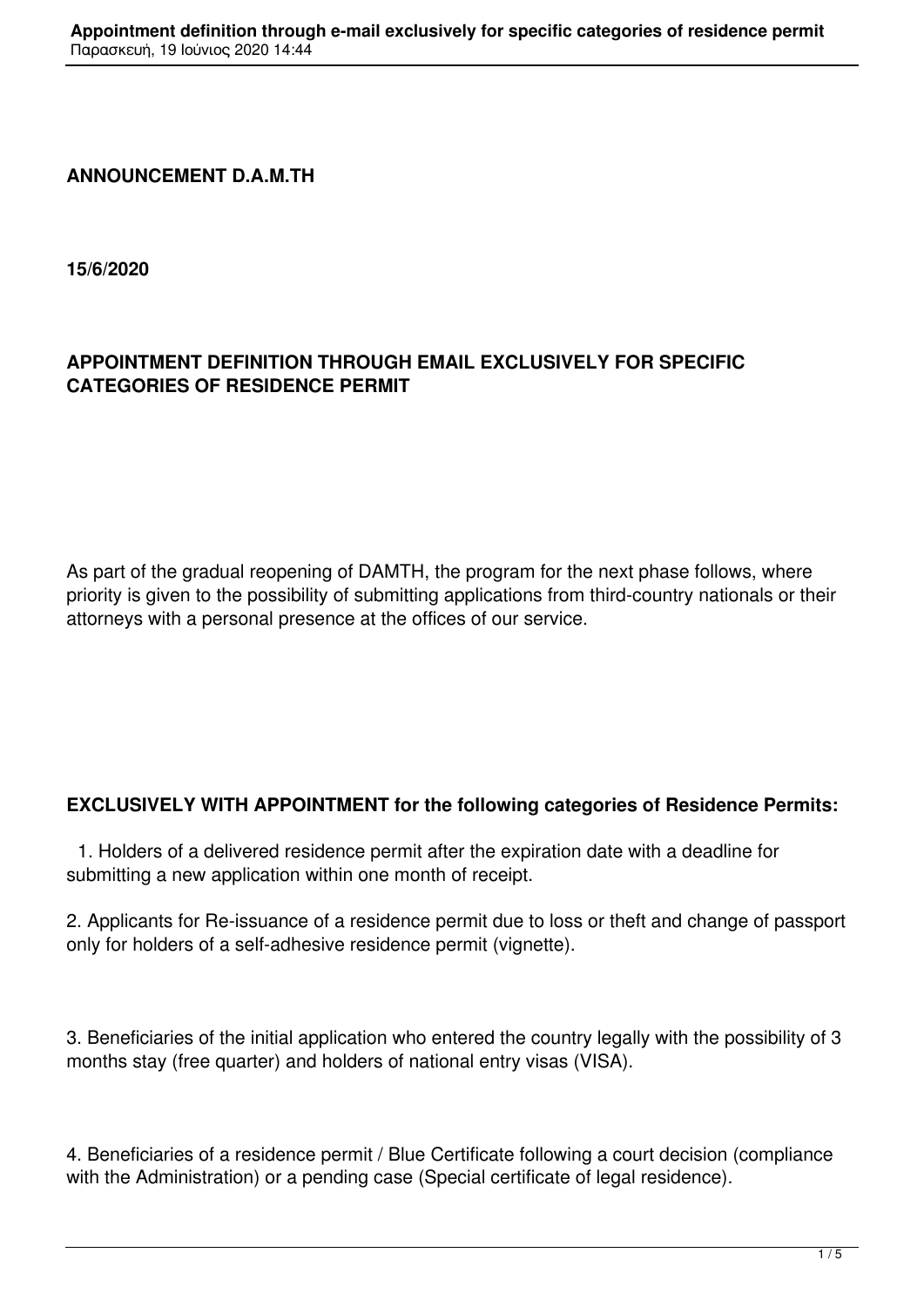**ANNOUNCEMENT D.A.M.TH**

**15/6/2020**

**APPOINTMENT DEFINITION THROUGH EMAIL EXCLUSIVELY FOR SPECIFIC CATEGORIES OF RESIDENCE PERMIT**

As part of the gradual reopening of DAMTH, the program for the next phase follows, where priority is given to the possibility of submitting applications from third-country nationals or their attorneys with a personal presence at the offices of our service.

**EXCLUSIVELY WITH APPOINTMENT for the following categories of Residence Permits:**

1. Holders of a delivered residence permit after the expiration date with a deadline for submitting a new application within one month of receipt.

2. Applicants for Re-issuance of a residence permit due to loss or theft and change of passport only for holders of a self-adhesive residence permit (vignette).

3. Beneficiaries of the initial application who entered the country legally with the possibility of 3 months stay (free quarter) and holders of national entry visas (VISA).

4. Beneficiaries of a residence permit / Blue Certificate following a court decision (compliance with the Administration) or a pending case (Special certificate of legal residence).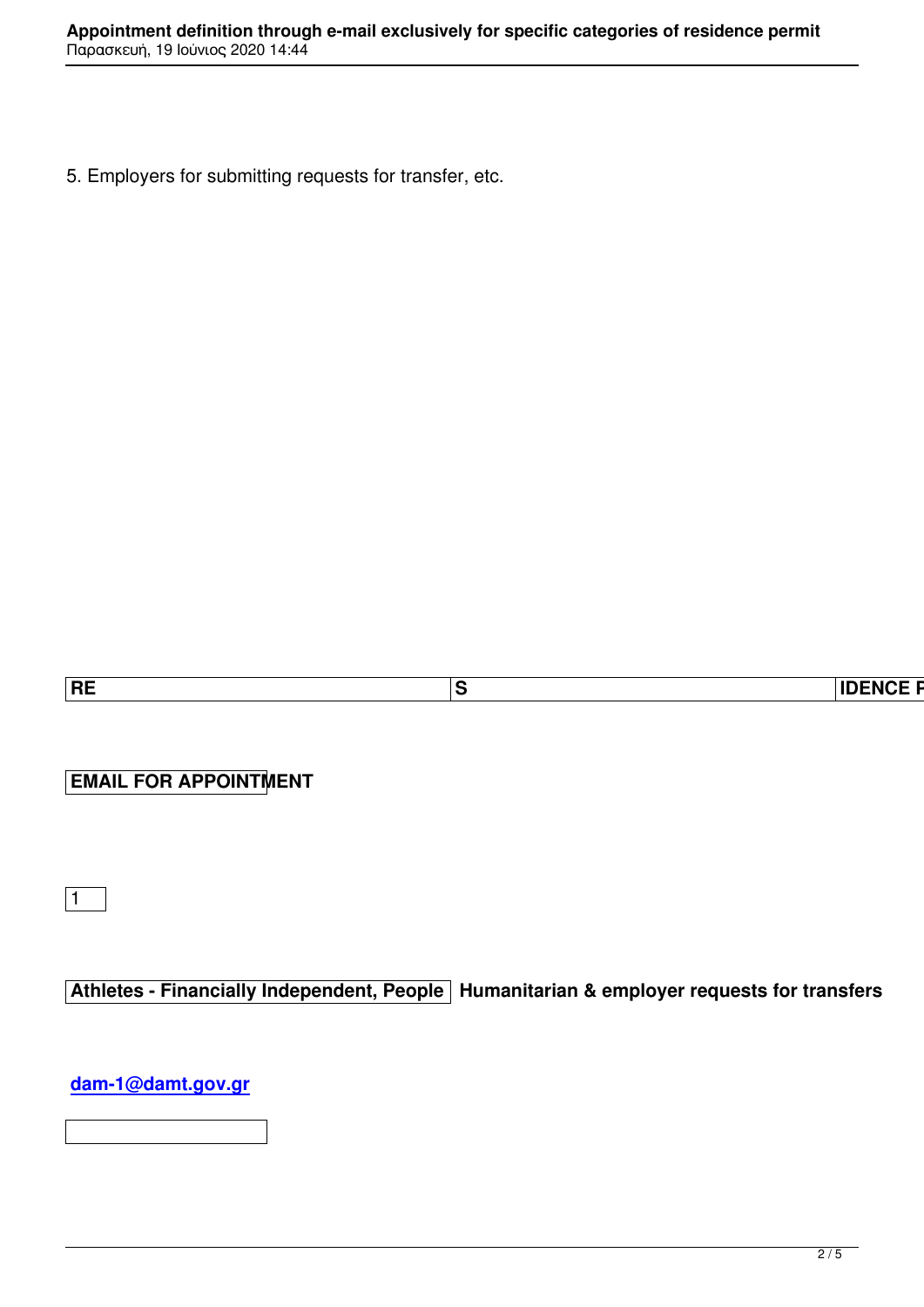5. Employers for submitting requests for transfer, etc.

| RE | S | IDENCE F |
| --- | --- | --- |

**EMAIL FOR APPOINTMENT**

1

**Athletes - Financially Independent, People Humanitarian & employer requests for transfers**

**dam-1@damt.gov.gr**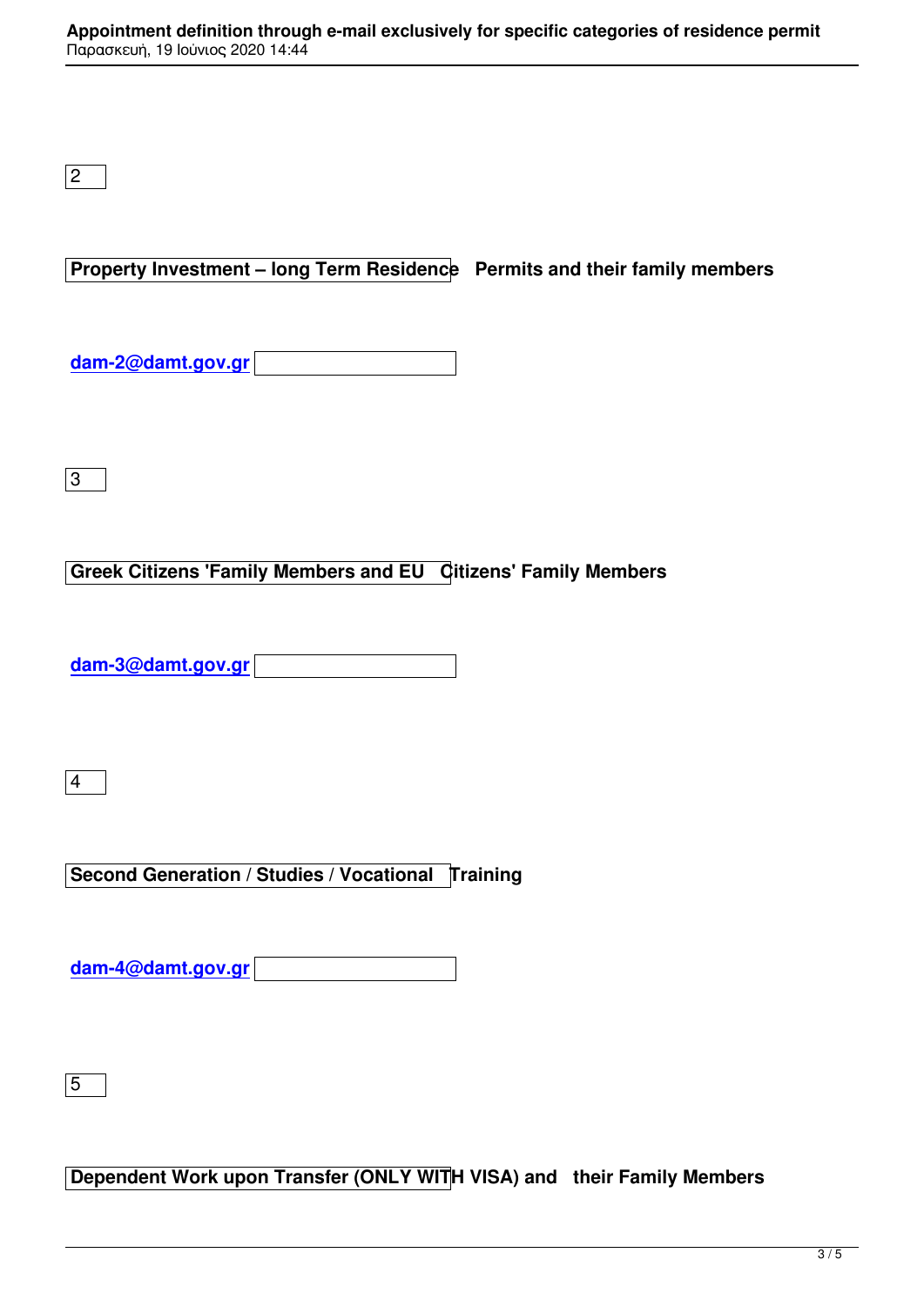| | | |
|---|---|---|
| 2 | **Property Investment – long Term Residence Permits and their family members** | **dam-2@damt.gov.gr** |
| 3 | **Greek Citizens 'Family Members and EU Citizens' Family Members** | **dam-3@damt.gov.gr** |
| 4 | **Second Generation / Studies / Vocational Training** | **dam-4@damt.gov.gr** |
| 5 | **Dependent Work upon Transfer (ONLY WITH VISA) and their Family Members** | |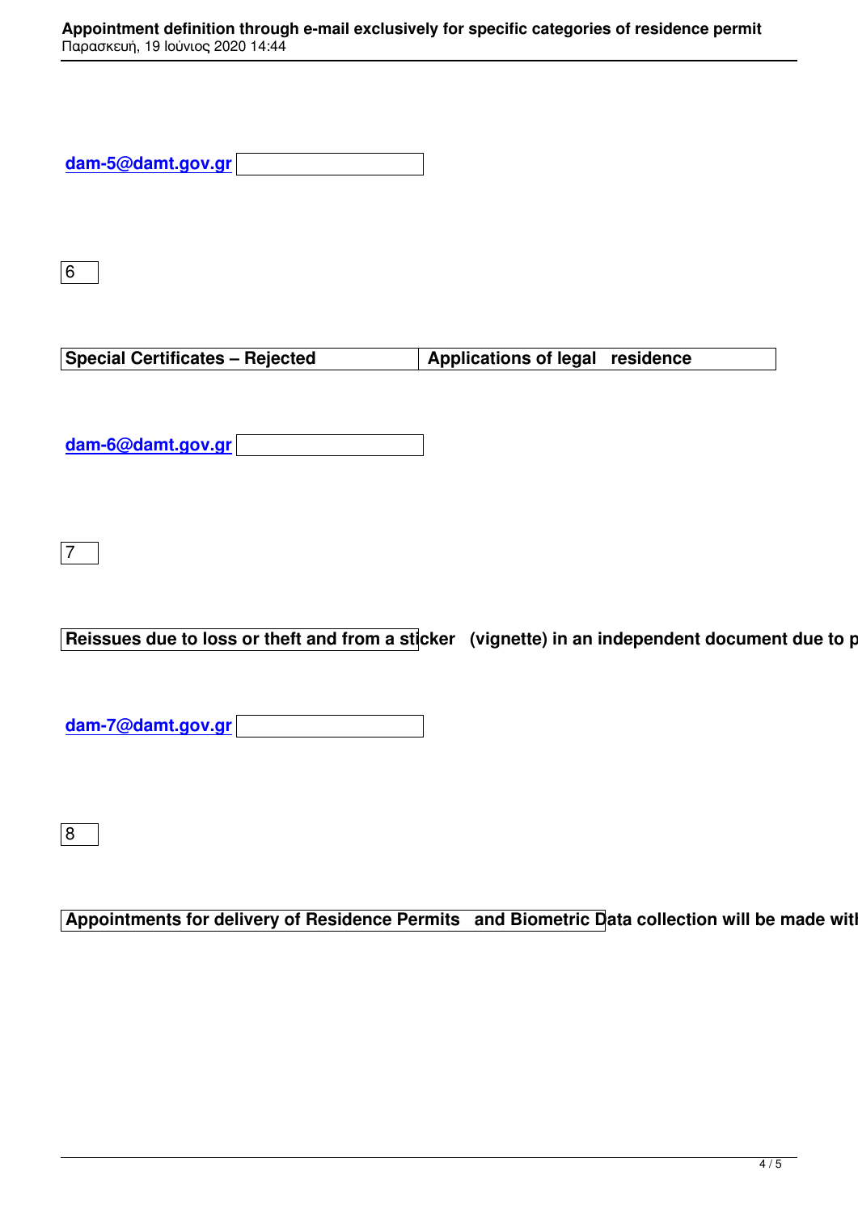| dam-5@damt.gov.gr | |
|---|---|

| 6 |
|---|

| Special Certificates – Rejected | Applications of legal residence |
|---|---|

| dam-6@damt.gov.gr | |
|---|---|

| 7 |
|---|

| Reissues due to loss or theft and from a sticker (vignette) in an independent document due to p |
|---|

| dam-7@damt.gov.gr | |
|---|---|

| 8 |
|---|

| Appointments for delivery of Residence Permits and Biometric Data collection will be made witl |
|---|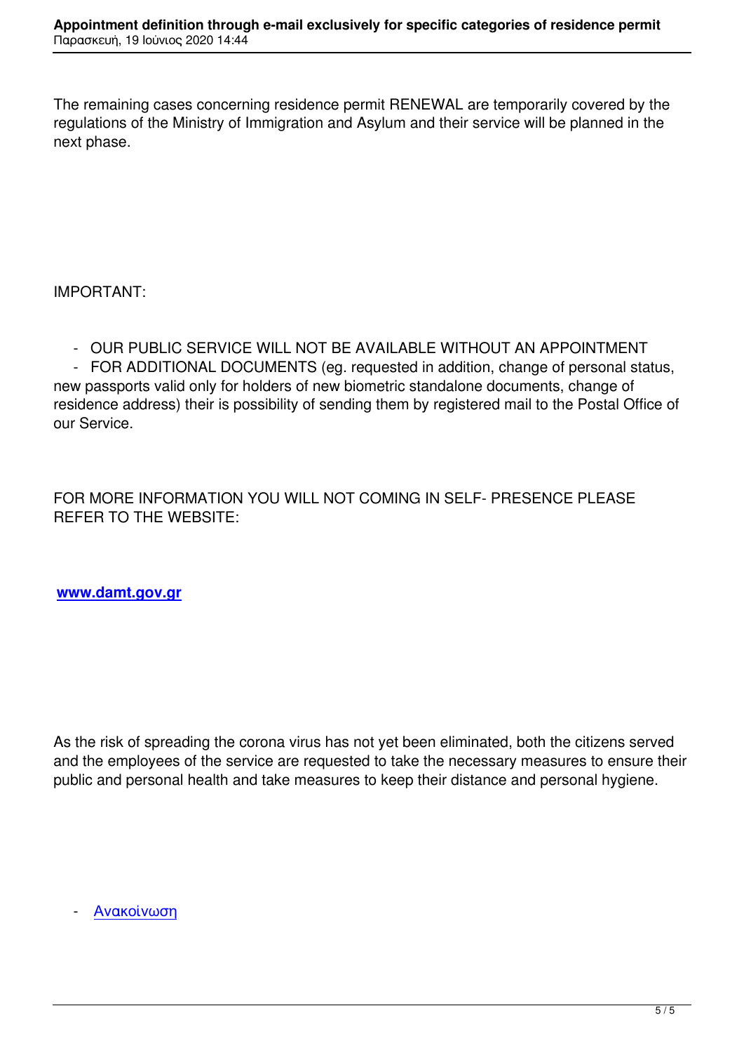The remaining cases concerning residence permit RENEWAL are temporarily covered by the regulations of the Ministry of Immigration and Asylum and their service will be planned in the next phase.

IMPORTANT:

- OUR PUBLIC SERVICE WILL NOT BE AVAILABLE WITHOUT AN APPOINTMENT
- FOR ADDITIONAL DOCUMENTS (eg. requested in addition, change of personal status, new passports valid only for holders of new biometric standalone documents, change of residence address) their is possibility of sending them by registered mail to the Postal Office of our Service.

FOR MORE INFORMATION YOU WILL NOT COMING IN SELF- PRESENCE PLEASE REFER TO THE WEBSITE:

**www.damt.gov.gr**

As the risk of spreading the corona virus has not yet been eliminated, both the citizens served and the employees of the service are requested to take the necessary measures to ensure their public and personal health and take measures to keep their distance and personal hygiene.

- Ανακοίνωση